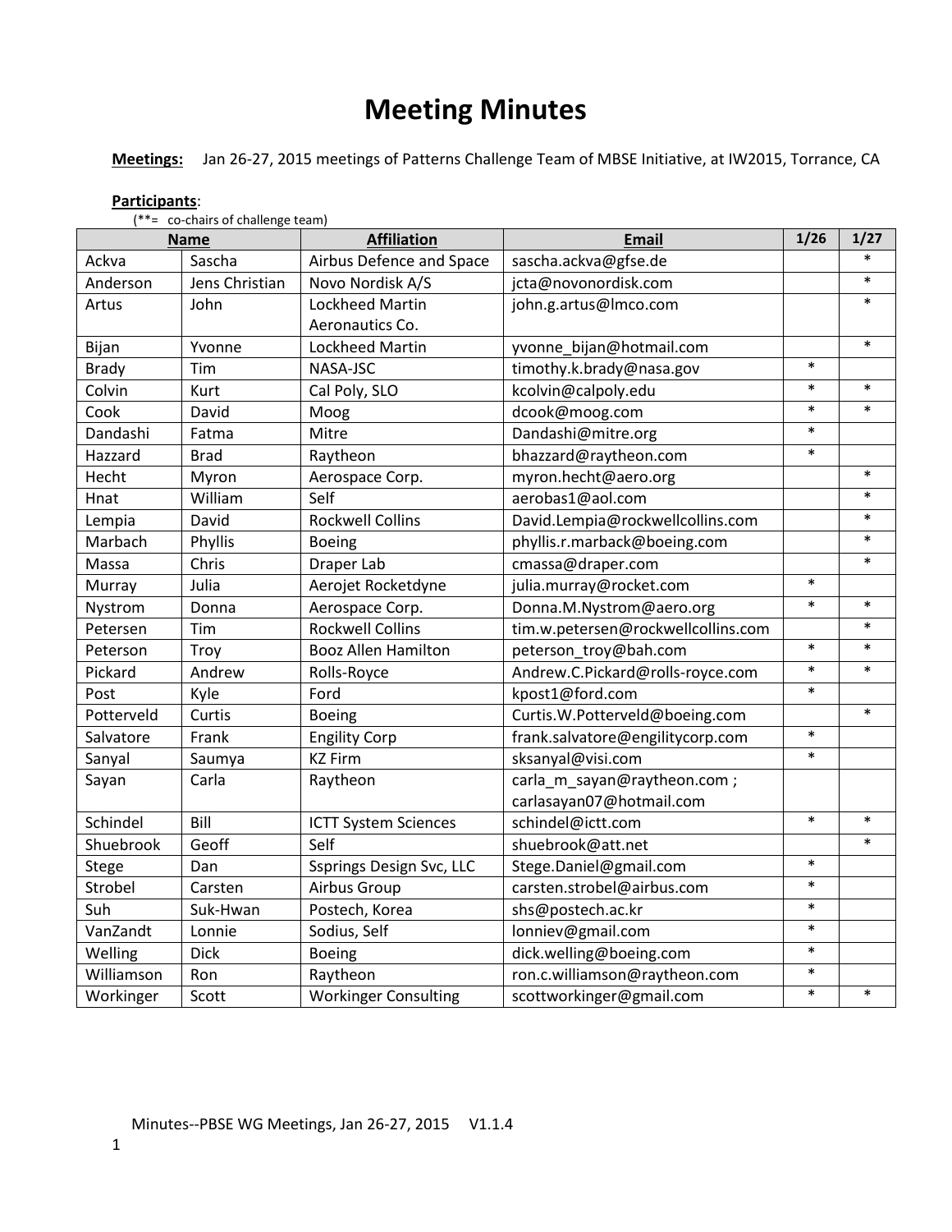# Meeting Minutes

**Meetings:** Jan 26-27, 2015 meetings of Patterns Challenge Team of MBSE Initiative, at IW2015, Torrance, CA

**Participants**:

(**= co-chairs of challenge team)

| Name | | Affiliation | Email | 1/26 | 1/27 |
|---|---|---|---|---|---|
| Ackva | Sascha | Airbus Defence and Space | sascha.ackva@gfse.de | | * |
| Anderson | Jens Christian | Novo Nordisk A/S | jcta@novonordisk.com | | * |
| Artus | John | Lockheed Martin Aeronautics Co. | john.g.artus@lmco.com | | * |
| Bijan | Yvonne | Lockheed Martin | yvonne_bijan@hotmail.com | | * |
| Brady | Tim | NASA-JSC | timothy.k.brady@nasa.gov | * | |
| Colvin | Kurt | Cal Poly, SLO | kcolvin@calpoly.edu | * | * |
| Cook | David | Moog | dcook@moog.com | * | * |
| Dandashi | Fatma | Mitre | Dandashi@mitre.org | * | |
| Hazzard | Brad | Raytheon | bhazzard@raytheon.com | * | |
| Hecht | Myron | Aerospace Corp. | myron.hecht@aero.org | | * |
| Hnat | William | Self | aerobas1@aol.com | | * |
| Lempia | David | Rockwell Collins | David.Lempia@rockwellcollins.com | | * |
| Marbach | Phyllis | Boeing | phyllis.r.marback@boeing.com | | * |
| Massa | Chris | Draper Lab | cmassa@draper.com | | * |
| Murray | Julia | Aerojet Rocketdyne | julia.murray@rocket.com | * | |
| Nystrom | Donna | Aerospace Corp. | Donna.M.Nystrom@aero.org | * | * |
| Petersen | Tim | Rockwell Collins | tim.w.petersen@rockwellcollins.com | | * |
| Peterson | Troy | Booz Allen Hamilton | peterson_troy@bah.com | * | * |
| Pickard | Andrew | Rolls-Royce | Andrew.C.Pickard@rolls-royce.com | * | * |
| Post | Kyle | Ford | kpost1@ford.com | * | |
| Potterveld | Curtis | Boeing | Curtis.W.Potterveld@boeing.com | | * |
| Salvatore | Frank | Engility Corp | frank.salvatore@engilitycorp.com | * | |
| Sanyal | Saumya | KZ Firm | sksanyal@visi.com | * | |
| Sayan | Carla | Raytheon | carla_m_sayan@raytheon.com ; carlasayan07@hotmail.com | | |
| Schindel | Bill | ICTT System Sciences | schindel@ictt.com | * | * |
| Shuebrook | Geoff | Self | shuebrook@att.net | | * |
| Stege | Dan | Ssprings Design Svc, LLC | Stege.Daniel@gmail.com | * | |
| Strobel | Carsten | Airbus Group | carsten.strobel@airbus.com | * | |
| Suh | Suk-Hwan | Postech, Korea | shs@postech.ac.kr | * | |
| VanZandt | Lonnie | Sodius, Self | lonniev@gmail.com | * | |
| Welling | Dick | Boeing | dick.welling@boeing.com | * | |
| Williamson | Ron | Raytheon | ron.c.williamson@raytheon.com | * | |
| Workinger | Scott | Workinger Consulting | scottworkinger@gmail.com | * | * |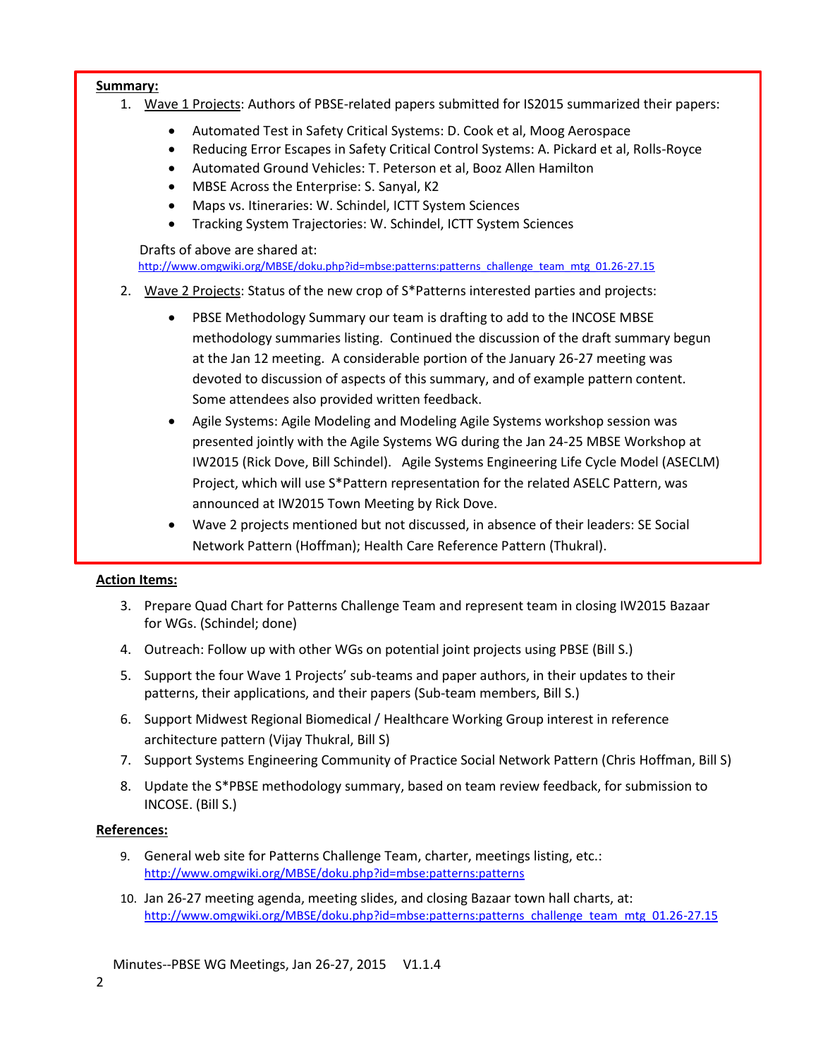**Summary:**

1. Wave 1 Projects: Authors of PBSE-related papers submitted for IS2015 summarized their papers:
   - Automated Test in Safety Critical Systems: D. Cook et al, Moog Aerospace
   - Reducing Error Escapes in Safety Critical Control Systems: A. Pickard et al, Rolls-Royce
   - Automated Ground Vehicles: T. Peterson et al, Booz Allen Hamilton
   - MBSE Across the Enterprise: S. Sanyal, K2
   - Maps vs. Itineraries: W. Schindel, ICTT System Sciences
   - Tracking System Trajectories: W. Schindel, ICTT System Sciences

   Drafts of above are shared at:
   http://www.omgwiki.org/MBSE/doku.php?id=mbse:patterns:patterns_challenge_team_mtg_01.26-27.15

2. Wave 2 Projects: Status of the new crop of S*Patterns interested parties and projects:
   - PBSE Methodology Summary our team is drafting to add to the INCOSE MBSE methodology summaries listing. Continued the discussion of the draft summary begun at the Jan 12 meeting. A considerable portion of the January 26-27 meeting was devoted to discussion of aspects of this summary, and of example pattern content. Some attendees also provided written feedback.
   - Agile Systems: Agile Modeling and Modeling Agile Systems workshop session was presented jointly with the Agile Systems WG during the Jan 24-25 MBSE Workshop at IW2015 (Rick Dove, Bill Schindel). Agile Systems Engineering Life Cycle Model (ASECLM) Project, which will use S*Pattern representation for the related ASELC Pattern, was announced at IW2015 Town Meeting by Rick Dove.
   - Wave 2 projects mentioned but not discussed, in absence of their leaders: SE Social Network Pattern (Hoffman); Health Care Reference Pattern (Thukral).

**Action Items:**

3. Prepare Quad Chart for Patterns Challenge Team and represent team in closing IW2015 Bazaar for WGs. (Schindel; done)
4. Outreach: Follow up with other WGs on potential joint projects using PBSE (Bill S.)
5. Support the four Wave 1 Projects' sub-teams and paper authors, in their updates to their patterns, their applications, and their papers (Sub-team members, Bill S.)
6. Support Midwest Regional Biomedical / Healthcare Working Group interest in reference architecture pattern (Vijay Thukral, Bill S)
7. Support Systems Engineering Community of Practice Social Network Pattern (Chris Hoffman, Bill S)
8. Update the S*PBSE methodology summary, based on team review feedback, for submission to INCOSE. (Bill S.)

**References:**

9. General web site for Patterns Challenge Team, charter, meetings listing, etc.:
   http://www.omgwiki.org/MBSE/doku.php?id=mbse:patterns:patterns
10. Jan 26-27 meeting agenda, meeting slides, and closing Bazaar town hall charts, at:
    http://www.omgwiki.org/MBSE/doku.php?id=mbse:patterns:patterns_challenge_team_mtg_01.26-27.15